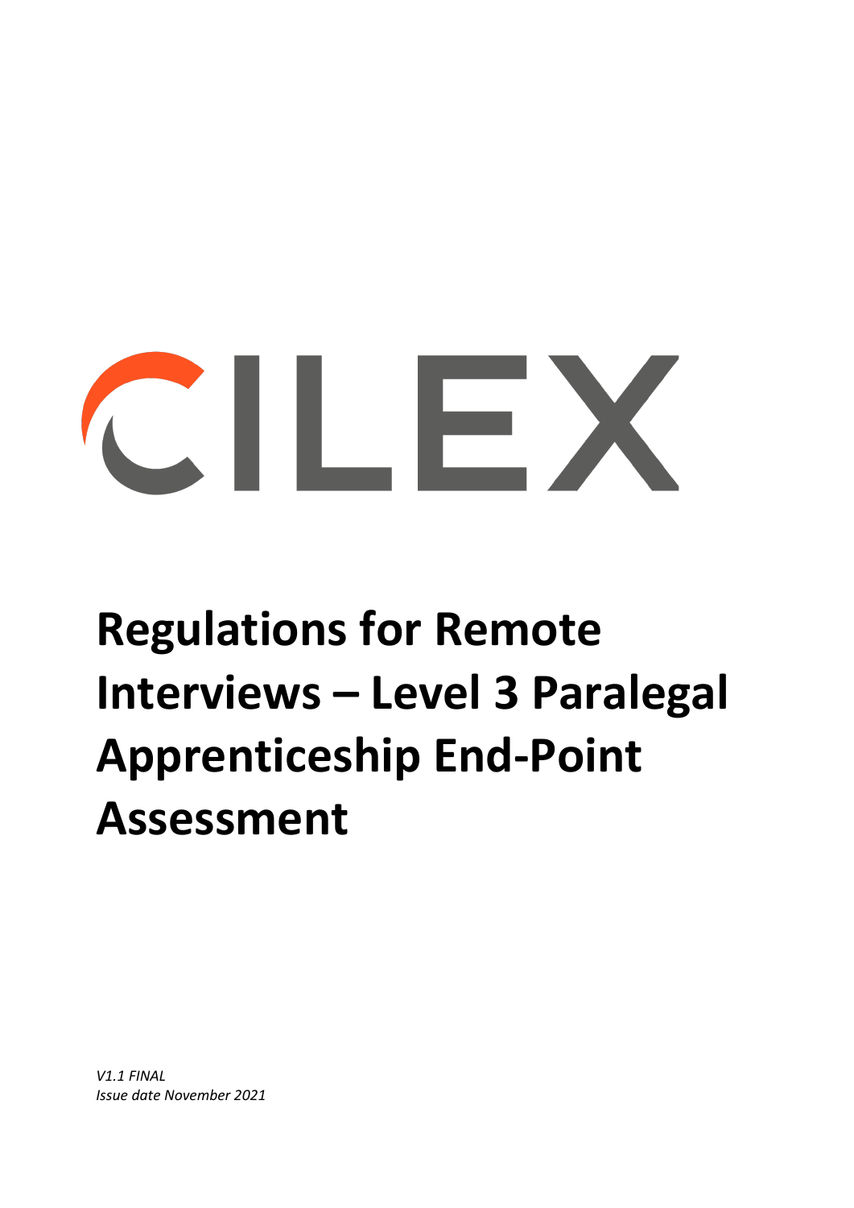CILEX

# Regulations for Remote Interviews – Level 3 Paralegal Apprenticeship End-Point Assessment

*V1.1 FINAL*
*Issue date November 2021*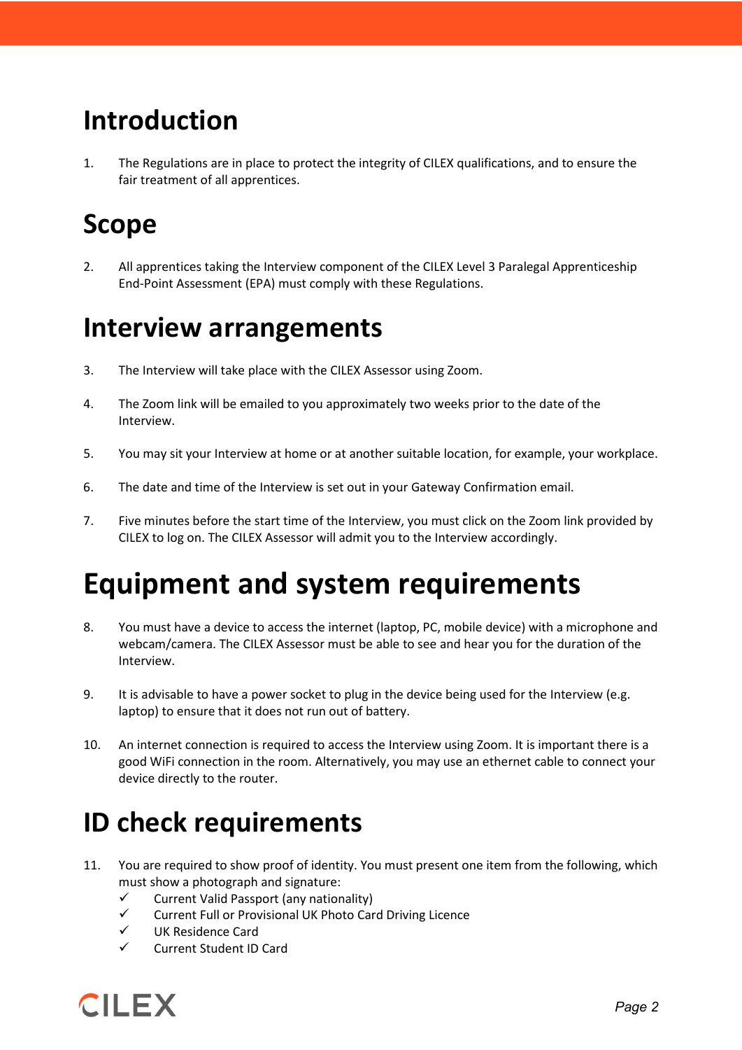# Introduction

1. The Regulations are in place to protect the integrity of CILEX qualifications, and to ensure the fair treatment of all apprentices.

# Scope

2. All apprentices taking the Interview component of the CILEX Level 3 Paralegal Apprenticeship End-Point Assessment (EPA) must comply with these Regulations.

# Interview arrangements

3. The Interview will take place with the CILEX Assessor using Zoom.

4. The Zoom link will be emailed to you approximately two weeks prior to the date of the Interview.

5. You may sit your Interview at home or at another suitable location, for example, your workplace.

6. The date and time of the Interview is set out in your Gateway Confirmation email.

7. Five minutes before the start time of the Interview, you must click on the Zoom link provided by CILEX to log on. The CILEX Assessor will admit you to the Interview accordingly.

# Equipment and system requirements

8. You must have a device to access the internet (laptop, PC, mobile device) with a microphone and webcam/camera. The CILEX Assessor must be able to see and hear you for the duration of the Interview.

9. It is advisable to have a power socket to plug in the device being used for the Interview (e.g. laptop) to ensure that it does not run out of battery.

10. An internet connection is required to access the Interview using Zoom. It is important there is a good WiFi connection in the room. Alternatively, you may use an ethernet cable to connect your device directly to the router.

# ID check requirements

11. You are required to show proof of identity. You must present one item from the following, which must show a photograph and signature:
    - ✓ Current Valid Passport (any nationality)
    - ✓ Current Full or Provisional UK Photo Card Driving Licence
    - ✓ UK Residence Card
    - ✓ Current Student ID Card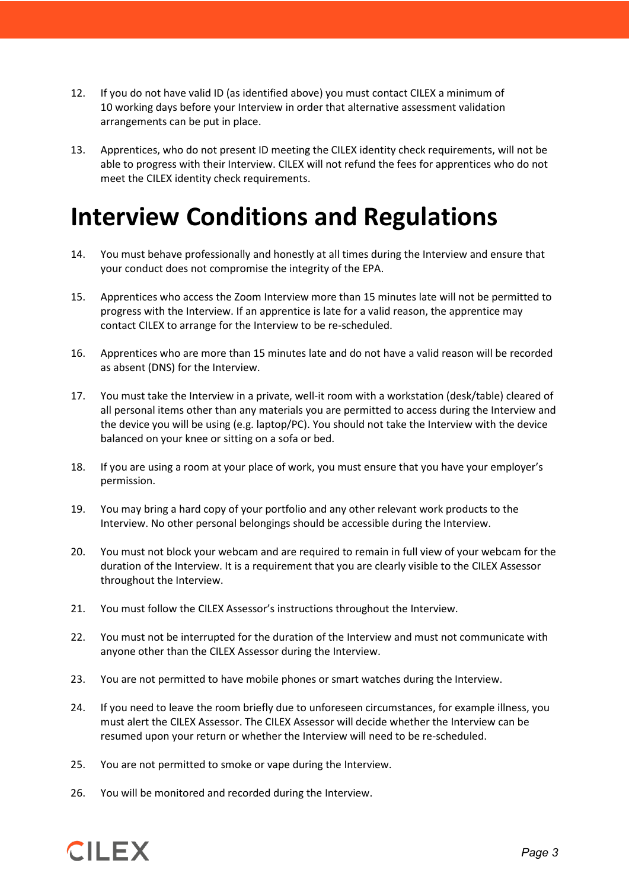12. If you do not have valid ID (as identified above) you must contact CILEX a minimum of 10 working days before your Interview in order that alternative assessment validation arrangements can be put in place.

13. Apprentices, who do not present ID meeting the CILEX identity check requirements, will not be able to progress with their Interview. CILEX will not refund the fees for apprentices who do not meet the CILEX identity check requirements.

# Interview Conditions and Regulations

14. You must behave professionally and honestly at all times during the Interview and ensure that your conduct does not compromise the integrity of the EPA.

15. Apprentices who access the Zoom Interview more than 15 minutes late will not be permitted to progress with the Interview. If an apprentice is late for a valid reason, the apprentice may contact CILEX to arrange for the Interview to be re-scheduled.

16. Apprentices who are more than 15 minutes late and do not have a valid reason will be recorded as absent (DNS) for the Interview.

17. You must take the Interview in a private, well-it room with a workstation (desk/table) cleared of all personal items other than any materials you are permitted to access during the Interview and the device you will be using (e.g. laptop/PC). You should not take the Interview with the device balanced on your knee or sitting on a sofa or bed.

18. If you are using a room at your place of work, you must ensure that you have your employer's permission.

19. You may bring a hard copy of your portfolio and any other relevant work products to the Interview. No other personal belongings should be accessible during the Interview.

20. You must not block your webcam and are required to remain in full view of your webcam for the duration of the Interview. It is a requirement that you are clearly visible to the CILEX Assessor throughout the Interview.

21. You must follow the CILEX Assessor's instructions throughout the Interview.

22. You must not be interrupted for the duration of the Interview and must not communicate with anyone other than the CILEX Assessor during the Interview.

23. You are not permitted to have mobile phones or smart watches during the Interview.

24. If you need to leave the room briefly due to unforeseen circumstances, for example illness, you must alert the CILEX Assessor. The CILEX Assessor will decide whether the Interview can be resumed upon your return or whether the Interview will need to be re-scheduled.

25. You are not permitted to smoke or vape during the Interview.

26. You will be monitored and recorded during the Interview.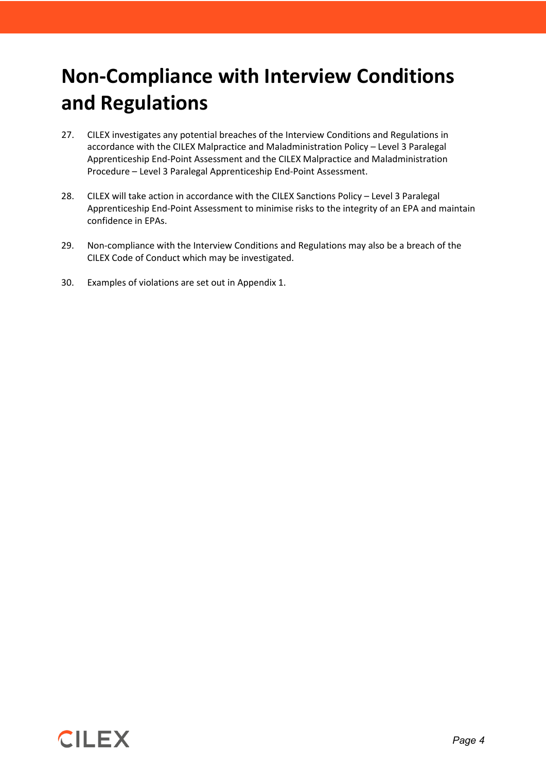# Non-Compliance with Interview Conditions and Regulations

27. CILEX investigates any potential breaches of the Interview Conditions and Regulations in accordance with the CILEX Malpractice and Maladministration Policy – Level 3 Paralegal Apprenticeship End-Point Assessment and the CILEX Malpractice and Maladministration Procedure – Level 3 Paralegal Apprenticeship End-Point Assessment.

28. CILEX will take action in accordance with the CILEX Sanctions Policy – Level 3 Paralegal Apprenticeship End-Point Assessment to minimise risks to the integrity of an EPA and maintain confidence in EPAs.

29. Non-compliance with the Interview Conditions and Regulations may also be a breach of the CILEX Code of Conduct which may be investigated.

30. Examples of violations are set out in Appendix 1.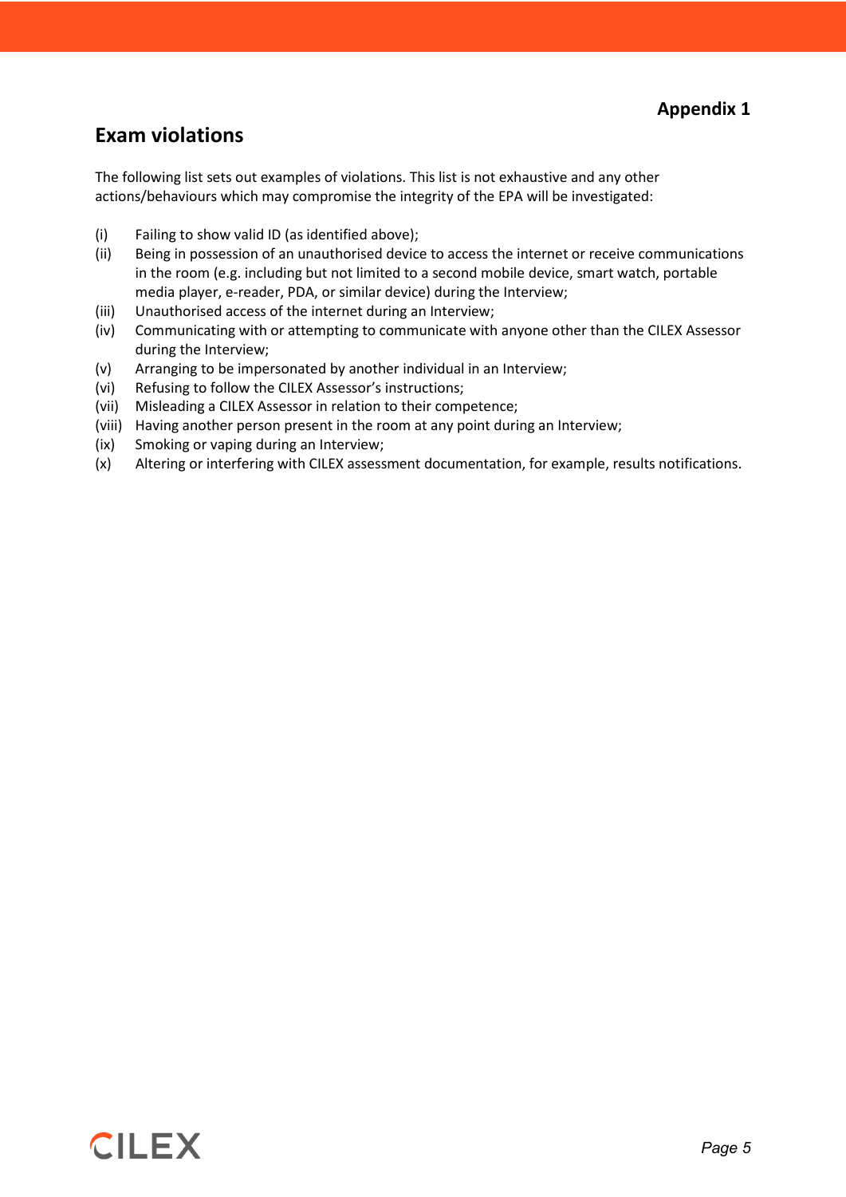**Appendix 1**

## Exam violations

The following list sets out examples of violations. This list is not exhaustive and any other actions/behaviours which may compromise the integrity of the EPA will be investigated:

(i) Failing to show valid ID (as identified above);

(ii) Being in possession of an unauthorised device to access the internet or receive communications in the room (e.g. including but not limited to a second mobile device, smart watch, portable media player, e-reader, PDA, or similar device) during the Interview;

(iii) Unauthorised access of the internet during an Interview;

(iv) Communicating with or attempting to communicate with anyone other than the CILEX Assessor during the Interview;

(v) Arranging to be impersonated by another individual in an Interview;

(vi) Refusing to follow the CILEX Assessor's instructions;

(vii) Misleading a CILEX Assessor in relation to their competence;

(viii) Having another person present in the room at any point during an Interview;

(ix) Smoking or vaping during an Interview;

(x) Altering or interfering with CILEX assessment documentation, for example, results notifications.